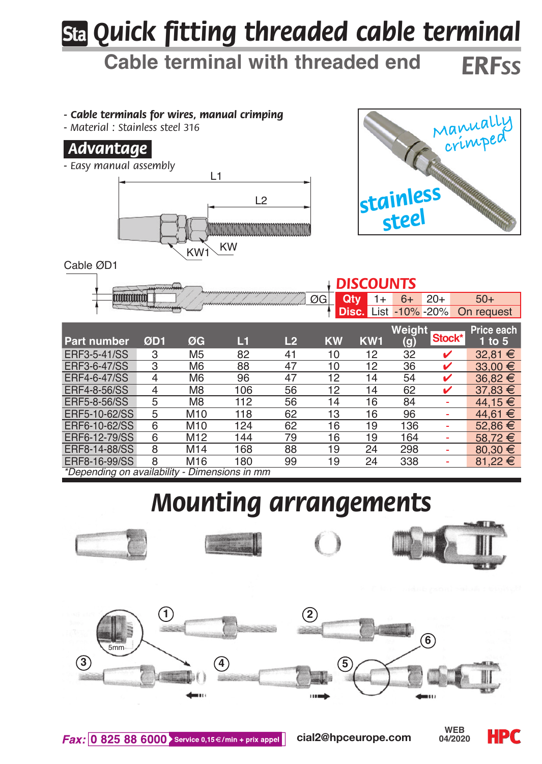# Sta Quick fitting threaded cable terminal

## Cable terminal with threaded end ERFss

- *Cable terminals for wires, manual crimping*
- *Material : Stainless steel 316*

### Advantage

- *Easy manual assembly*

L1

L2

KW1 KW

Cable ØD1

ØG

Manually crimped

stainless steel

**DISCOUNTS**

| Qty | 1+ | 6+ | 20+ | 50+ |
|---|---|---|---|---|
| Disc. | List | -10% | -20% | On request |

| Part number | ØD1 | ØG | L1 | L2 | KW | KW1 | Weight (g) | Stock* | Price each 1 to 5 |
|---|---|---|---|---|---|---|---|---|---|
| ERF3-5-41/SS | 3 | M5 | 82 | 41 | 10 | 12 | 32 | ✔ | 32,81 € |
| ERF3-6-47/SS | 3 | M6 | 88 | 47 | 10 | 12 | 36 | ✔ | 33,00 € |
| ERF4-6-47/SS | 4 | M6 | 96 | 47 | 12 | 14 | 54 | ✔ | 36,82 € |
| ERF4-8-56/SS | 4 | M8 | 106 | 56 | 12 | 14 | 62 | ✔ | 37,83 € |
| ERF5-8-56/SS | 5 | M8 | 112 | 56 | 14 | 16 | 84 | - | 44,15 € |
| ERF5-10-62/SS | 5 | M10 | 118 | 62 | 13 | 16 | 96 | - | 44,61 € |
| ERF6-10-62/SS | 6 | M10 | 124 | 62 | 16 | 19 | 136 | - | 52,86 € |
| ERF6-12-79/SS | 6 | M12 | 144 | 79 | 16 | 19 | 164 | - | 58,72 € |
| ERF8-14-88/SS | 8 | M14 | 168 | 88 | 19 | 24 | 298 | - | 80,30 € |
| ERF8-16-99/SS | 8 | M16 | 180 | 99 | 19 | 24 | 338 | - | 81,22 € |

*\*Depending on availability - Dimensions in mm*

## Mounting arrangements

① ② ③ ④ ⑤ ⑥

5mm

**Fax:** 0 825 88 6000 Service 0,15€/min + prix appel — cial2@hpceurope.com — WEB 04/2020 — HPC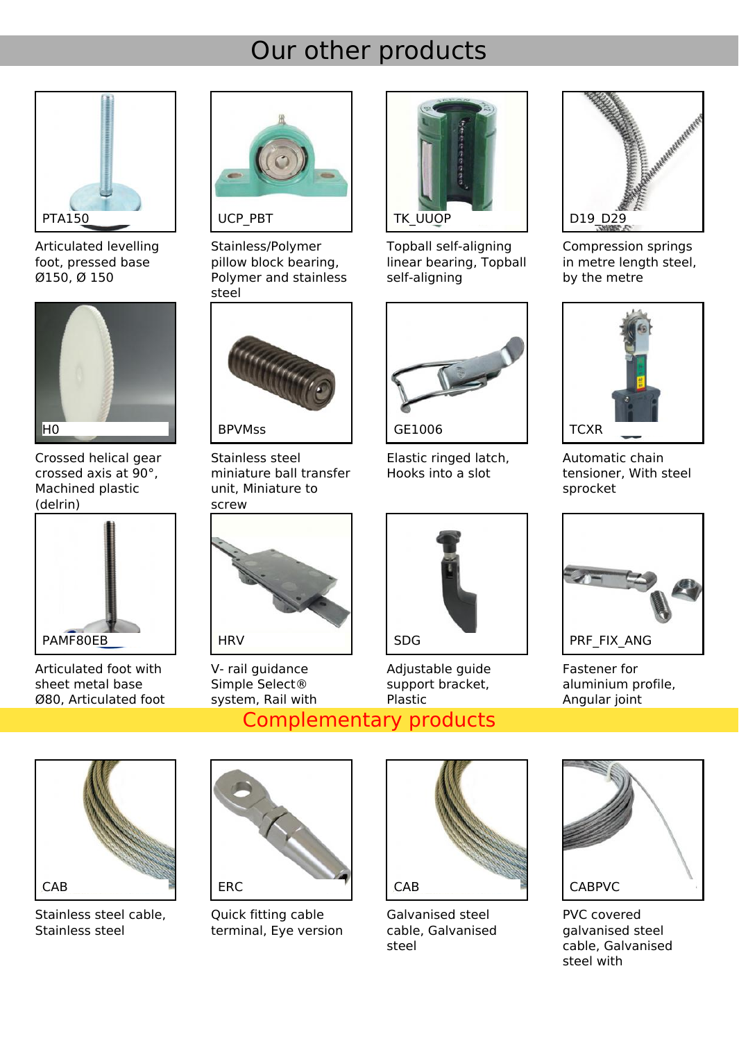# Our other products

PTA150

Articulated levelling foot, pressed base Ø150, Ø 150

UCP_PBT

Stainless/Polymer pillow block bearing, Polymer and stainless steel

TK_UUOP

Topball self-aligning linear bearing, Topball self-aligning

D19_D29

Compression springs in metre length steel, by the metre

H0

Crossed helical gear crossed axis at 90°, Machined plastic (delrin)

BPVMss

Stainless steel miniature ball transfer unit, Miniature to screw

GE1006

Elastic ringed latch, Hooks into a slot

TCXR

Automatic chain tensioner, With steel sprocket

PAMF80EB

Articulated foot with sheet metal base Ø80, Articulated foot

HRV

V- rail guidance Simple Select® system, Rail with

SDG

Adjustable guide support bracket, Plastic

PRF_FIX_ANG

Fastener for aluminium profile, Angular joint

# Complementary products

CAB

Stainless steel cable, Stainless steel

ERC

Quick fitting cable terminal, Eye version

CAB

Galvanised steel cable, Galvanised steel

CABPVC

PVC covered galvanised steel cable, Galvanised steel with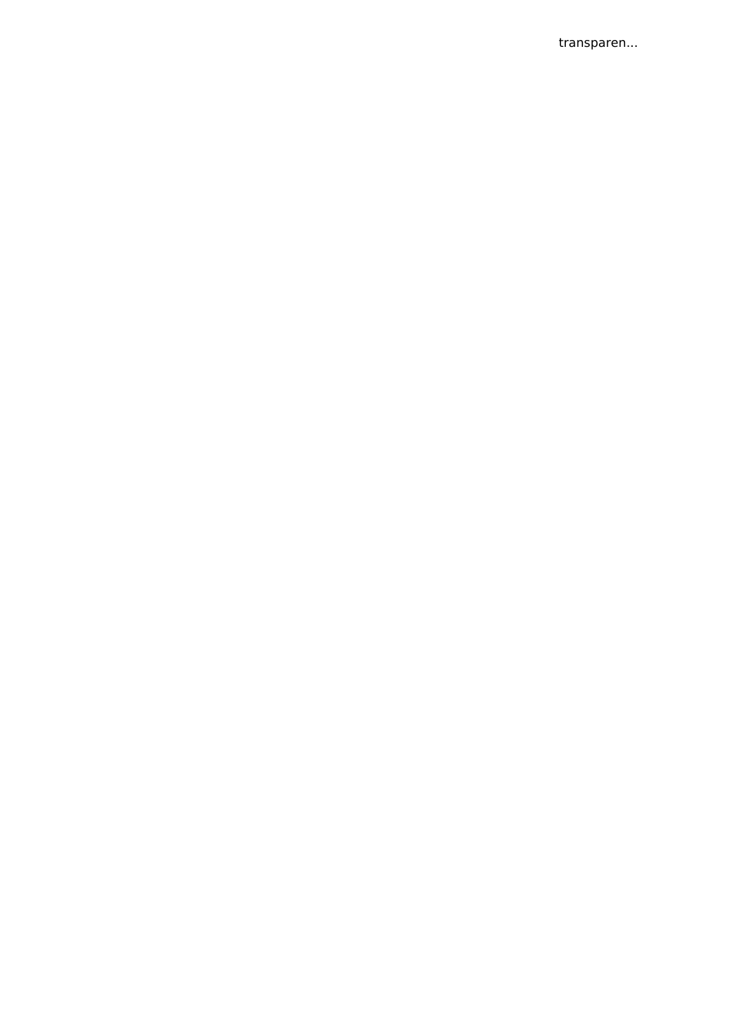transparen...